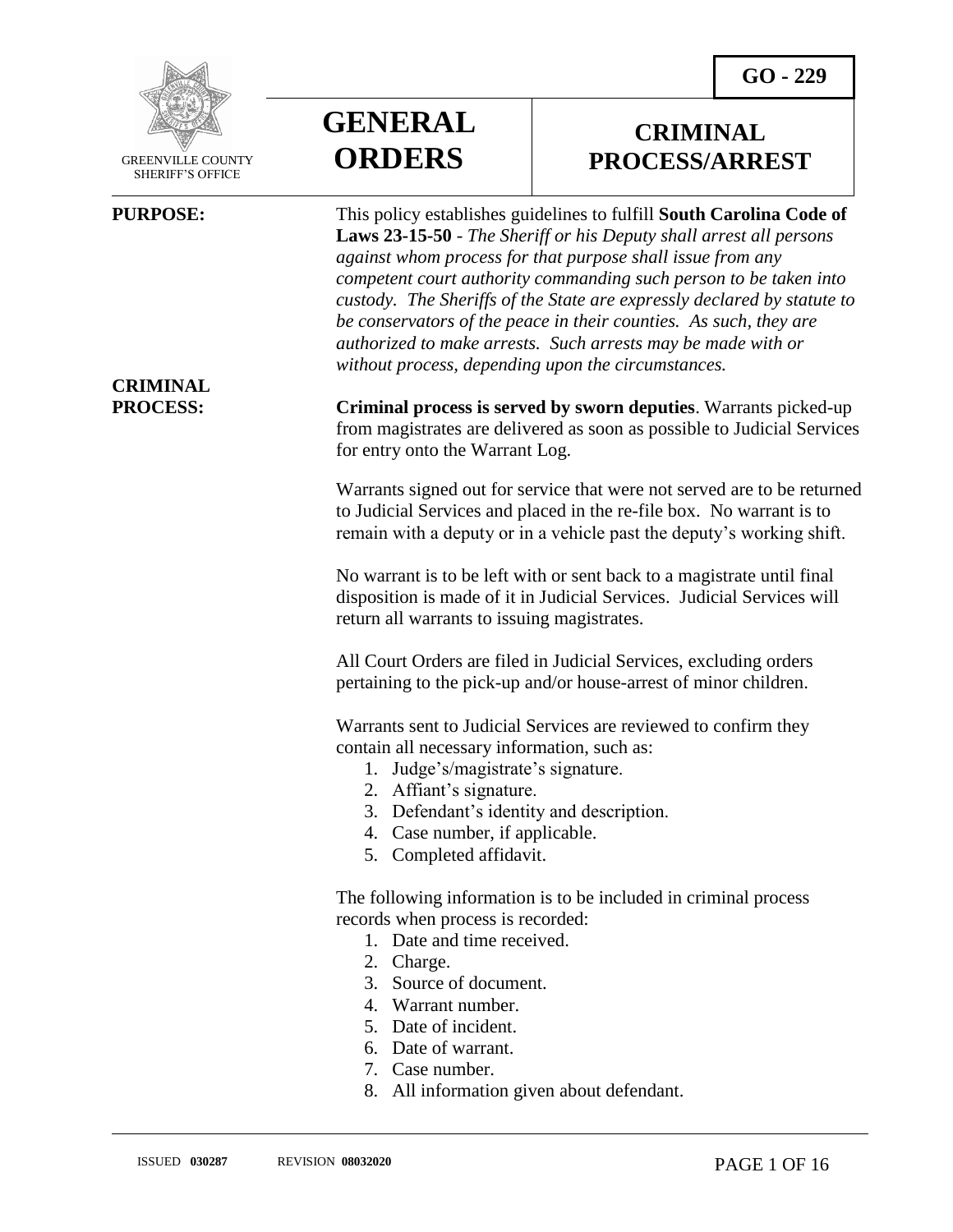GREENVILLE COUNTY SHERIFF'S OFFICE

# GENERAL ORDERS

# CRIMINAL PROCESS/ARREST

**GO - 229**

**PURPOSE:**

This policy establishes guidelines to fulfill **South Carolina Code of Laws 23-15-50** - *The Sheriff or his Deputy shall arrest all persons against whom process for that purpose shall issue from any competent court authority commanding such person to be taken into custody. The Sheriffs of the State are expressly declared by statute to be conservators of the peace in their counties. As such, they are authorized to make arrests. Such arrests may be made with or without process, depending upon the circumstances.*

**CRIMINAL PROCESS:**

**Criminal process is served by sworn deputies**. Warrants picked-up from magistrates are delivered as soon as possible to Judicial Services for entry onto the Warrant Log.

Warrants signed out for service that were not served are to be returned to Judicial Services and placed in the re-file box. No warrant is to remain with a deputy or in a vehicle past the deputy's working shift.

No warrant is to be left with or sent back to a magistrate until final disposition is made of it in Judicial Services. Judicial Services will return all warrants to issuing magistrates.

All Court Orders are filed in Judicial Services, excluding orders pertaining to the pick-up and/or house-arrest of minor children.

Warrants sent to Judicial Services are reviewed to confirm they contain all necessary information, such as:

1. Judge's/magistrate's signature.
2. Affiant's signature.
3. Defendant's identity and description.
4. Case number, if applicable.
5. Completed affidavit.

The following information is to be included in criminal process records when process is recorded:

1. Date and time received.
2. Charge.
3. Source of document.
4. Warrant number.
5. Date of incident.
6. Date of warrant.
7. Case number.
8. All information given about defendant.

ISSUED **030287** REVISION **08032020**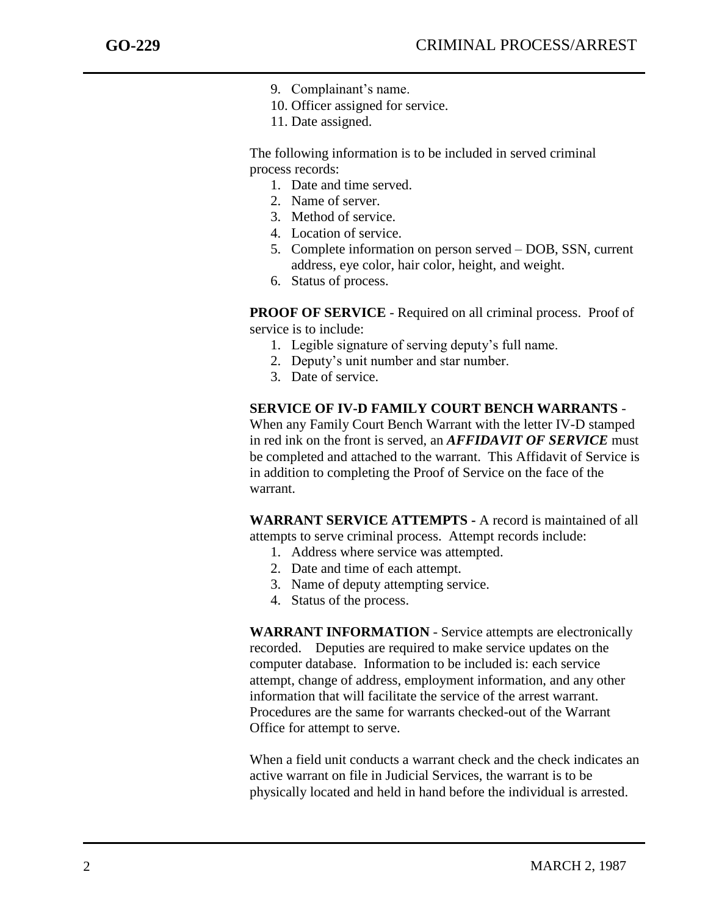9. Complainant’s name.
10. Officer assigned for service.
11. Date assigned.

The following information is to be included in served criminal process records:

1. Date and time served.
2. Name of server.
3. Method of service.
4. Location of service.
5. Complete information on person served – DOB, SSN, current address, eye color, hair color, height, and weight.
6. Status of process.

**PROOF OF SERVICE** - Required on all criminal process. Proof of service is to include:

1. Legible signature of serving deputy’s full name.
2. Deputy’s unit number and star number.
3. Date of service.

**SERVICE OF IV-D FAMILY COURT BENCH WARRANTS** - When any Family Court Bench Warrant with the letter IV-D stamped in red ink on the front is served, an ***AFFIDAVIT OF SERVICE*** must be completed and attached to the warrant. This Affidavit of Service is in addition to completing the Proof of Service on the face of the warrant.

**WARRANT SERVICE ATTEMPTS -** A record is maintained of all attempts to serve criminal process. Attempt records include:

1. Address where service was attempted.
2. Date and time of each attempt.
3. Name of deputy attempting service.
4. Status of the process.

**WARRANT INFORMATION** - Service attempts are electronically recorded. Deputies are required to make service updates on the computer database. Information to be included is: each service attempt, change of address, employment information, and any other information that will facilitate the service of the arrest warrant. Procedures are the same for warrants checked-out of the Warrant Office for attempt to serve.

When a field unit conducts a warrant check and the check indicates an active warrant on file in Judicial Services, the warrant is to be physically located and held in hand before the individual is arrested.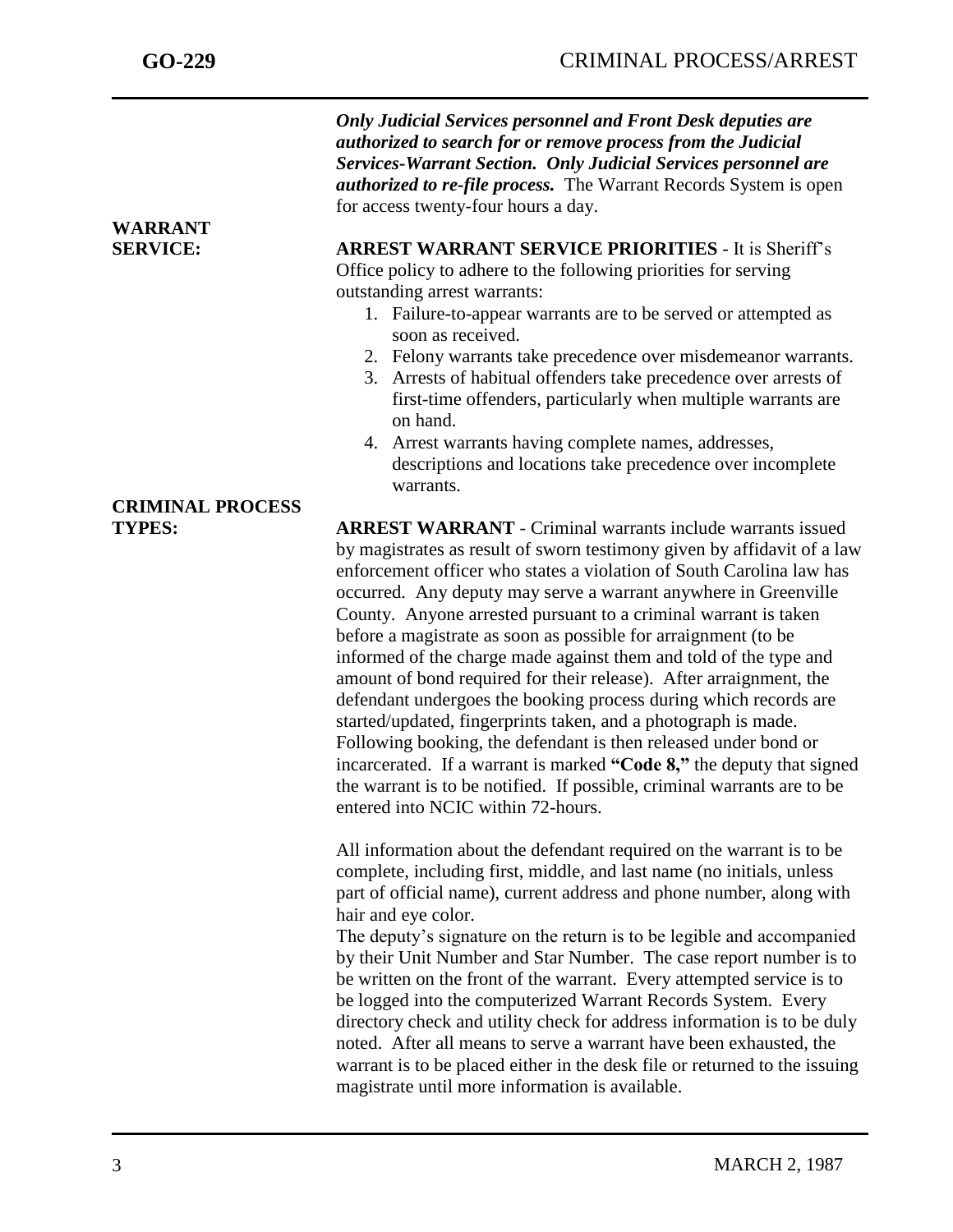***Only Judicial Services personnel and Front Desk deputies are authorized to search for or remove process from the Judicial Services-Warrant Section. Only Judicial Services personnel are authorized to re-file process.*** The Warrant Records System is open for access twenty-four hours a day.

## WARRANT SERVICE:

**ARREST WARRANT SERVICE PRIORITIES** - It is Sheriff's Office policy to adhere to the following priorities for serving outstanding arrest warrants:

1. Failure-to-appear warrants are to be served or attempted as soon as received.
2. Felony warrants take precedence over misdemeanor warrants.
3. Arrests of habitual offenders take precedence over arrests of first-time offenders, particularly when multiple warrants are on hand.
4. Arrest warrants having complete names, addresses, descriptions and locations take precedence over incomplete warrants.

## CRIMINAL PROCESS TYPES:

**ARREST WARRANT** - Criminal warrants include warrants issued by magistrates as result of sworn testimony given by affidavit of a law enforcement officer who states a violation of South Carolina law has occurred. Any deputy may serve a warrant anywhere in Greenville County. Anyone arrested pursuant to a criminal warrant is taken before a magistrate as soon as possible for arraignment (to be informed of the charge made against them and told of the type and amount of bond required for their release). After arraignment, the defendant undergoes the booking process during which records are started/updated, fingerprints taken, and a photograph is made. Following booking, the defendant is then released under bond or incarcerated. If a warrant is marked **"Code 8,"** the deputy that signed the warrant is to be notified. If possible, criminal warrants are to be entered into NCIC within 72-hours.

All information about the defendant required on the warrant is to be complete, including first, middle, and last name (no initials, unless part of official name), current address and phone number, along with hair and eye color.

The deputy's signature on the return is to be legible and accompanied by their Unit Number and Star Number. The case report number is to be written on the front of the warrant. Every attempted service is to be logged into the computerized Warrant Records System. Every directory check and utility check for address information is to be duly noted. After all means to serve a warrant have been exhausted, the warrant is to be placed either in the desk file or returned to the issuing magistrate until more information is available.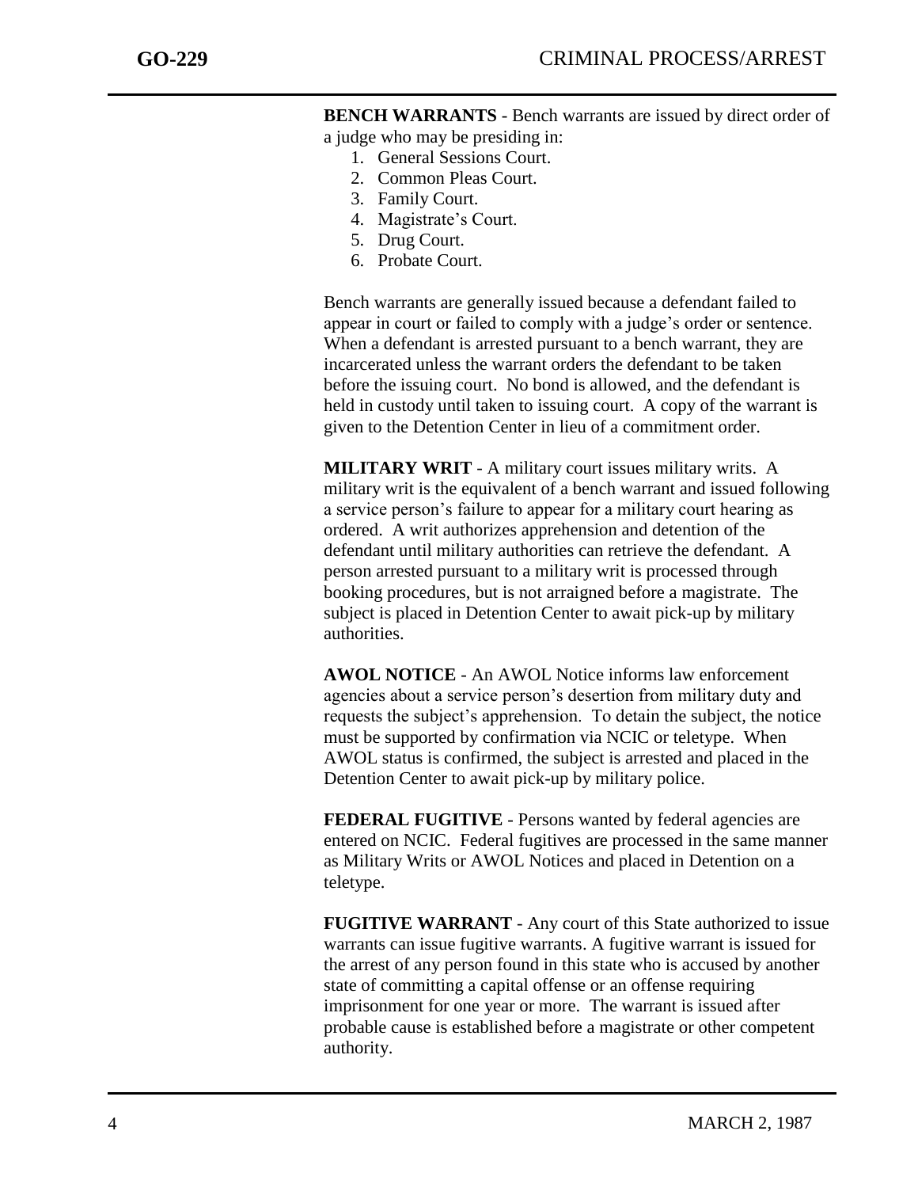**BENCH WARRANTS** - Bench warrants are issued by direct order of a judge who may be presiding in:

1. General Sessions Court.
2. Common Pleas Court.
3. Family Court.
4. Magistrate's Court.
5. Drug Court.
6. Probate Court.

Bench warrants are generally issued because a defendant failed to appear in court or failed to comply with a judge's order or sentence. When a defendant is arrested pursuant to a bench warrant, they are incarcerated unless the warrant orders the defendant to be taken before the issuing court. No bond is allowed, and the defendant is held in custody until taken to issuing court. A copy of the warrant is given to the Detention Center in lieu of a commitment order.

**MILITARY WRIT** - A military court issues military writs. A military writ is the equivalent of a bench warrant and issued following a service person's failure to appear for a military court hearing as ordered. A writ authorizes apprehension and detention of the defendant until military authorities can retrieve the defendant. A person arrested pursuant to a military writ is processed through booking procedures, but is not arraigned before a magistrate. The subject is placed in Detention Center to await pick-up by military authorities.

**AWOL NOTICE** - An AWOL Notice informs law enforcement agencies about a service person's desertion from military duty and requests the subject's apprehension. To detain the subject, the notice must be supported by confirmation via NCIC or teletype. When AWOL status is confirmed, the subject is arrested and placed in the Detention Center to await pick-up by military police.

**FEDERAL FUGITIVE** - Persons wanted by federal agencies are entered on NCIC. Federal fugitives are processed in the same manner as Military Writs or AWOL Notices and placed in Detention on a teletype.

**FUGITIVE WARRANT** - Any court of this State authorized to issue warrants can issue fugitive warrants. A fugitive warrant is issued for the arrest of any person found in this state who is accused by another state of committing a capital offense or an offense requiring imprisonment for one year or more. The warrant is issued after probable cause is established before a magistrate or other competent authority.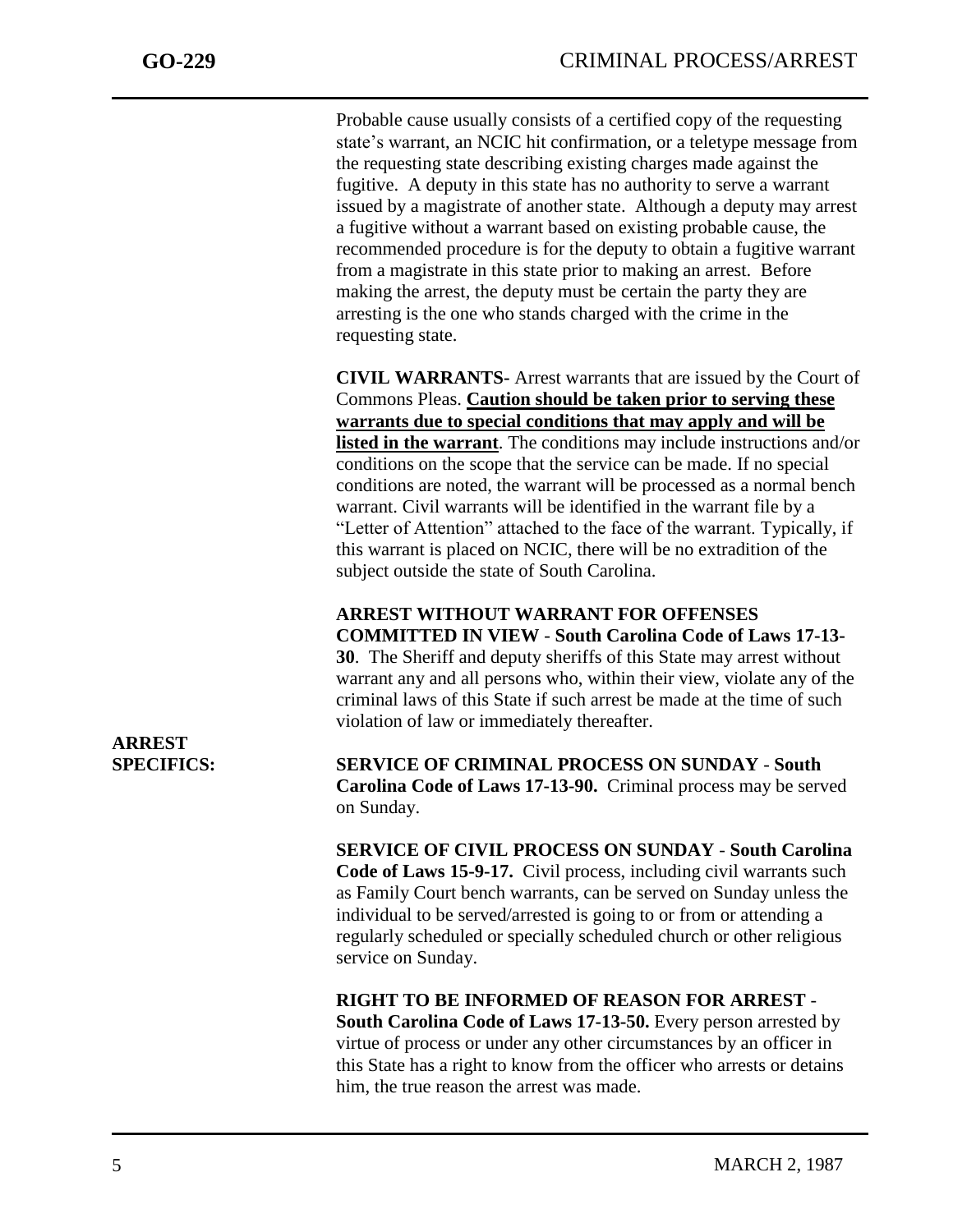Probable cause usually consists of a certified copy of the requesting state's warrant, an NCIC hit confirmation, or a teletype message from the requesting state describing existing charges made against the fugitive. A deputy in this state has no authority to serve a warrant issued by a magistrate of another state. Although a deputy may arrest a fugitive without a warrant based on existing probable cause, the recommended procedure is for the deputy to obtain a fugitive warrant from a magistrate in this state prior to making an arrest. Before making the arrest, the deputy must be certain the party they are arresting is the one who stands charged with the crime in the requesting state.

**CIVIL WARRANTS-** Arrest warrants that are issued by the Court of Commons Pleas. **<u>Caution should be taken prior to serving these warrants due to special conditions that may apply and will be listed in the warrant</u>**. The conditions may include instructions and/or conditions on the scope that the service can be made. If no special conditions are noted, the warrant will be processed as a normal bench warrant. Civil warrants will be identified in the warrant file by a "Letter of Attention" attached to the face of the warrant. Typically, if this warrant is placed on NCIC, there will be no extradition of the subject outside the state of South Carolina.

**ARREST WITHOUT WARRANT FOR OFFENSES COMMITTED IN VIEW** - **South Carolina Code of Laws 17-13-30**. The Sheriff and deputy sheriffs of this State may arrest without warrant any and all persons who, within their view, violate any of the criminal laws of this State if such arrest be made at the time of such violation of law or immediately thereafter.

## ARREST SPECIFICS:

**SERVICE OF CRIMINAL PROCESS ON SUNDAY** - **South Carolina Code of Laws 17-13-90.** Criminal process may be served on Sunday.

**SERVICE OF CIVIL PROCESS ON SUNDAY** - **South Carolina Code of Laws 15-9-17.** Civil process, including civil warrants such as Family Court bench warrants, can be served on Sunday unless the individual to be served/arrested is going to or from or attending a regularly scheduled or specially scheduled church or other religious service on Sunday.

**RIGHT TO BE INFORMED OF REASON FOR ARREST** - **South Carolina Code of Laws 17-13-50.** Every person arrested by virtue of process or under any other circumstances by an officer in this State has a right to know from the officer who arrests or detains him, the true reason the arrest was made.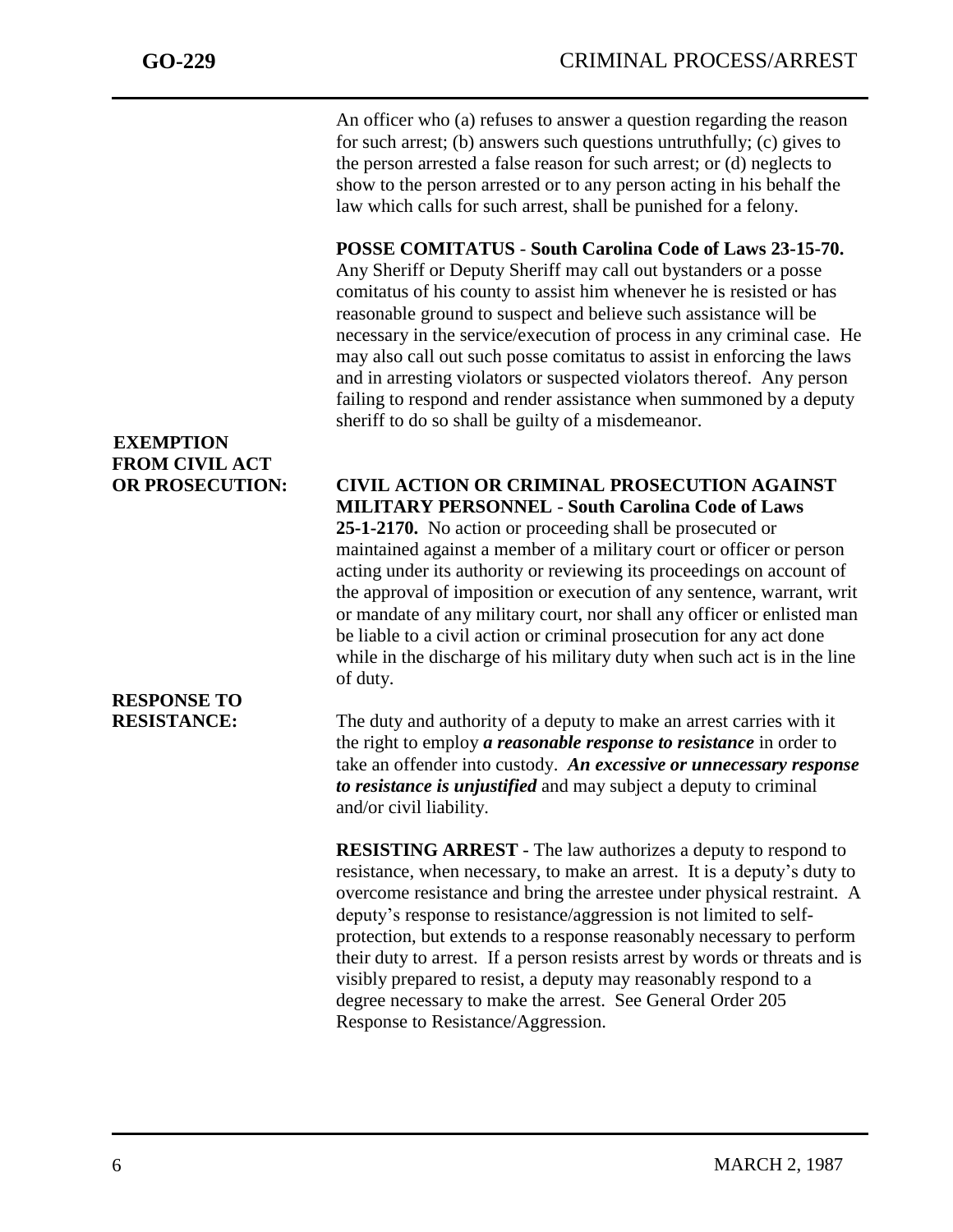An officer who (a) refuses to answer a question regarding the reason for such arrest; (b) answers such questions untruthfully; (c) gives to the person arrested a false reason for such arrest; or (d) neglects to show to the person arrested or to any person acting in his behalf the law which calls for such arrest, shall be punished for a felony.

**POSSE COMITATUS** - **South Carolina Code of Laws 23-15-70.** Any Sheriff or Deputy Sheriff may call out bystanders or a posse comitatus of his county to assist him whenever he is resisted or has reasonable ground to suspect and believe such assistance will be necessary in the service/execution of process in any criminal case. He may also call out such posse comitatus to assist in enforcing the laws and in arresting violators or suspected violators thereof. Any person failing to respond and render assistance when summoned by a deputy sheriff to do so shall be guilty of a misdemeanor.

## EXEMPTION FROM CIVIL ACT OR PROSECUTION:

**CIVIL ACTION OR CRIMINAL PROSECUTION AGAINST MILITARY PERSONNEL** - **South Carolina Code of Laws 25-1-2170.** No action or proceeding shall be prosecuted or maintained against a member of a military court or officer or person acting under its authority or reviewing its proceedings on account of the approval of imposition or execution of any sentence, warrant, writ or mandate of any military court, nor shall any officer or enlisted man be liable to a civil action or criminal prosecution for any act done while in the discharge of his military duty when such act is in the line of duty.

## RESPONSE TO RESISTANCE:

The duty and authority of a deputy to make an arrest carries with it the right to employ ***a reasonable response to resistance*** in order to take an offender into custody. ***An excessive or unnecessary response to resistance is unjustified*** and may subject a deputy to criminal and/or civil liability.

**RESISTING ARREST** - The law authorizes a deputy to respond to resistance, when necessary, to make an arrest. It is a deputy's duty to overcome resistance and bring the arrestee under physical restraint. A deputy's response to resistance/aggression is not limited to self-protection, but extends to a response reasonably necessary to perform their duty to arrest. If a person resists arrest by words or threats and is visibly prepared to resist, a deputy may reasonably respond to a degree necessary to make the arrest. See General Order 205 Response to Resistance/Aggression.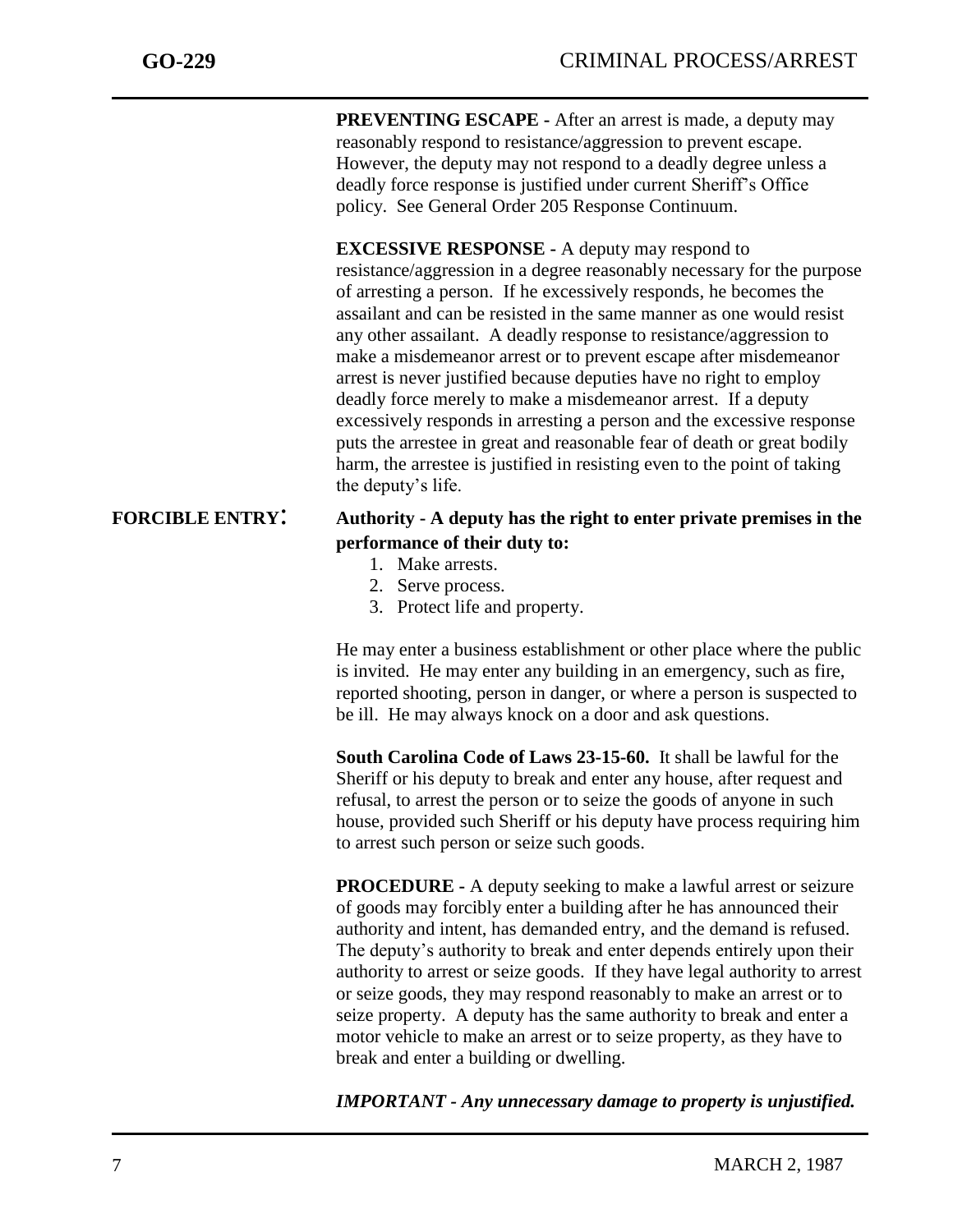**PREVENTING ESCAPE -** After an arrest is made, a deputy may reasonably respond to resistance/aggression to prevent escape. However, the deputy may not respond to a deadly degree unless a deadly force response is justified under current Sheriff's Office policy. See General Order 205 Response Continuum.

**EXCESSIVE RESPONSE -** A deputy may respond to resistance/aggression in a degree reasonably necessary for the purpose of arresting a person. If he excessively responds, he becomes the assailant and can be resisted in the same manner as one would resist any other assailant. A deadly response to resistance/aggression to make a misdemeanor arrest or to prevent escape after misdemeanor arrest is never justified because deputies have no right to employ deadly force merely to make a misdemeanor arrest. If a deputy excessively responds in arresting a person and the excessive response puts the arrestee in great and reasonable fear of death or great bodily harm, the arrestee is justified in resisting even to the point of taking the deputy's life.

## FORCIBLE ENTRY:

**Authority - A deputy has the right to enter private premises in the performance of their duty to:**

1. Make arrests.
2. Serve process.
3. Protect life and property.

He may enter a business establishment or other place where the public is invited. He may enter any building in an emergency, such as fire, reported shooting, person in danger, or where a person is suspected to be ill. He may always knock on a door and ask questions.

**South Carolina Code of Laws 23-15-60.** It shall be lawful for the Sheriff or his deputy to break and enter any house, after request and refusal, to arrest the person or to seize the goods of anyone in such house, provided such Sheriff or his deputy have process requiring him to arrest such person or seize such goods.

**PROCEDURE -** A deputy seeking to make a lawful arrest or seizure of goods may forcibly enter a building after he has announced their authority and intent, has demanded entry, and the demand is refused. The deputy's authority to break and enter depends entirely upon their authority to arrest or seize goods. If they have legal authority to arrest or seize goods, they may respond reasonably to make an arrest or to seize property. A deputy has the same authority to break and enter a motor vehicle to make an arrest or to seize property, as they have to break and enter a building or dwelling.

***IMPORTANT - Any unnecessary damage to property is unjustified.***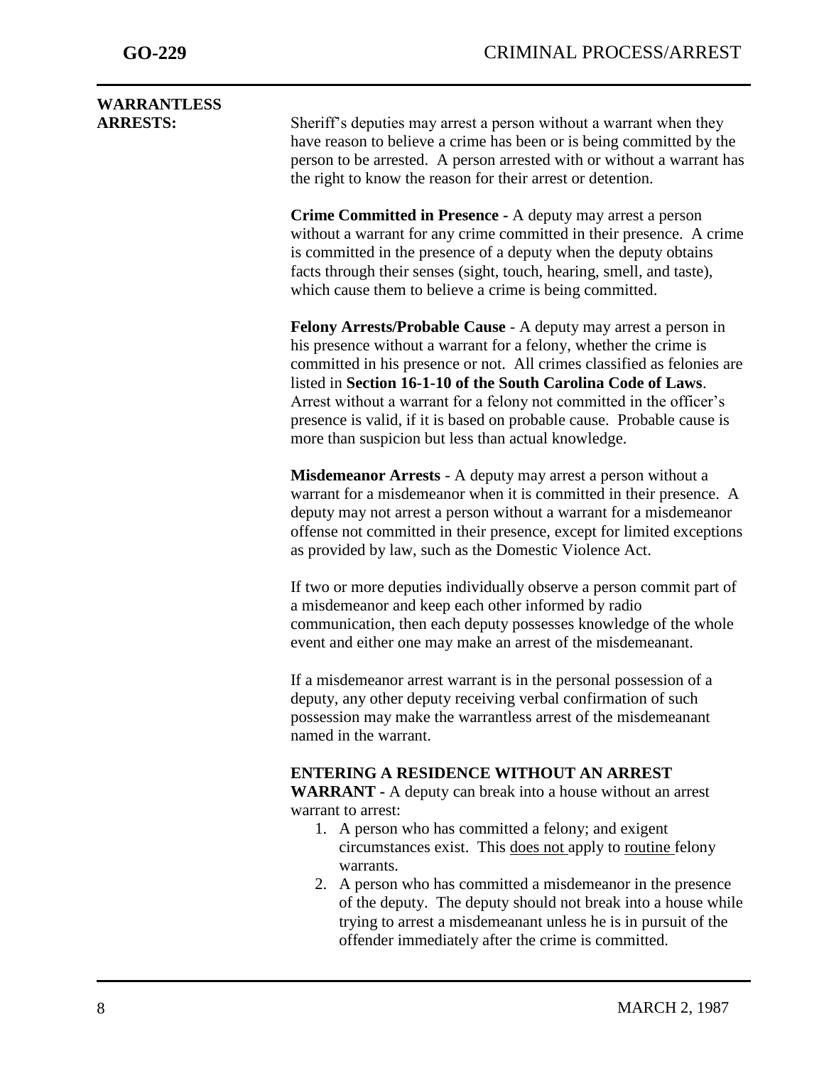## WARRANTLESS ARRESTS:

Sheriff's deputies may arrest a person without a warrant when they have reason to believe a crime has been or is being committed by the person to be arrested. A person arrested with or without a warrant has the right to know the reason for their arrest or detention.

**Crime Committed in Presence -** A deputy may arrest a person without a warrant for any crime committed in their presence. A crime is committed in the presence of a deputy when the deputy obtains facts through their senses (sight, touch, hearing, smell, and taste), which cause them to believe a crime is being committed.

**Felony Arrests/Probable Cause** - A deputy may arrest a person in his presence without a warrant for a felony, whether the crime is committed in his presence or not. All crimes classified as felonies are listed in **Section 16-1-10 of the South Carolina Code of Laws**. Arrest without a warrant for a felony not committed in the officer's presence is valid, if it is based on probable cause. Probable cause is more than suspicion but less than actual knowledge.

**Misdemeanor Arrests** - A deputy may arrest a person without a warrant for a misdemeanor when it is committed in their presence. A deputy may not arrest a person without a warrant for a misdemeanor offense not committed in their presence, except for limited exceptions as provided by law, such as the Domestic Violence Act.

If two or more deputies individually observe a person commit part of a misdemeanor and keep each other informed by radio communication, then each deputy possesses knowledge of the whole event and either one may make an arrest of the misdemeanant.

If a misdemeanor arrest warrant is in the personal possession of a deputy, any other deputy receiving verbal confirmation of such possession may make the warrantless arrest of the misdemeanant named in the warrant.

**ENTERING A RESIDENCE WITHOUT AN ARREST WARRANT -** A deputy can break into a house without an arrest warrant to arrest:

1. A person who has committed a felony; and exigent circumstances exist. This <u>does not</u> apply to <u>routine</u> felony warrants.
2. A person who has committed a misdemeanor in the presence of the deputy. The deputy should not break into a house while trying to arrest a misdemeanant unless he is in pursuit of the offender immediately after the crime is committed.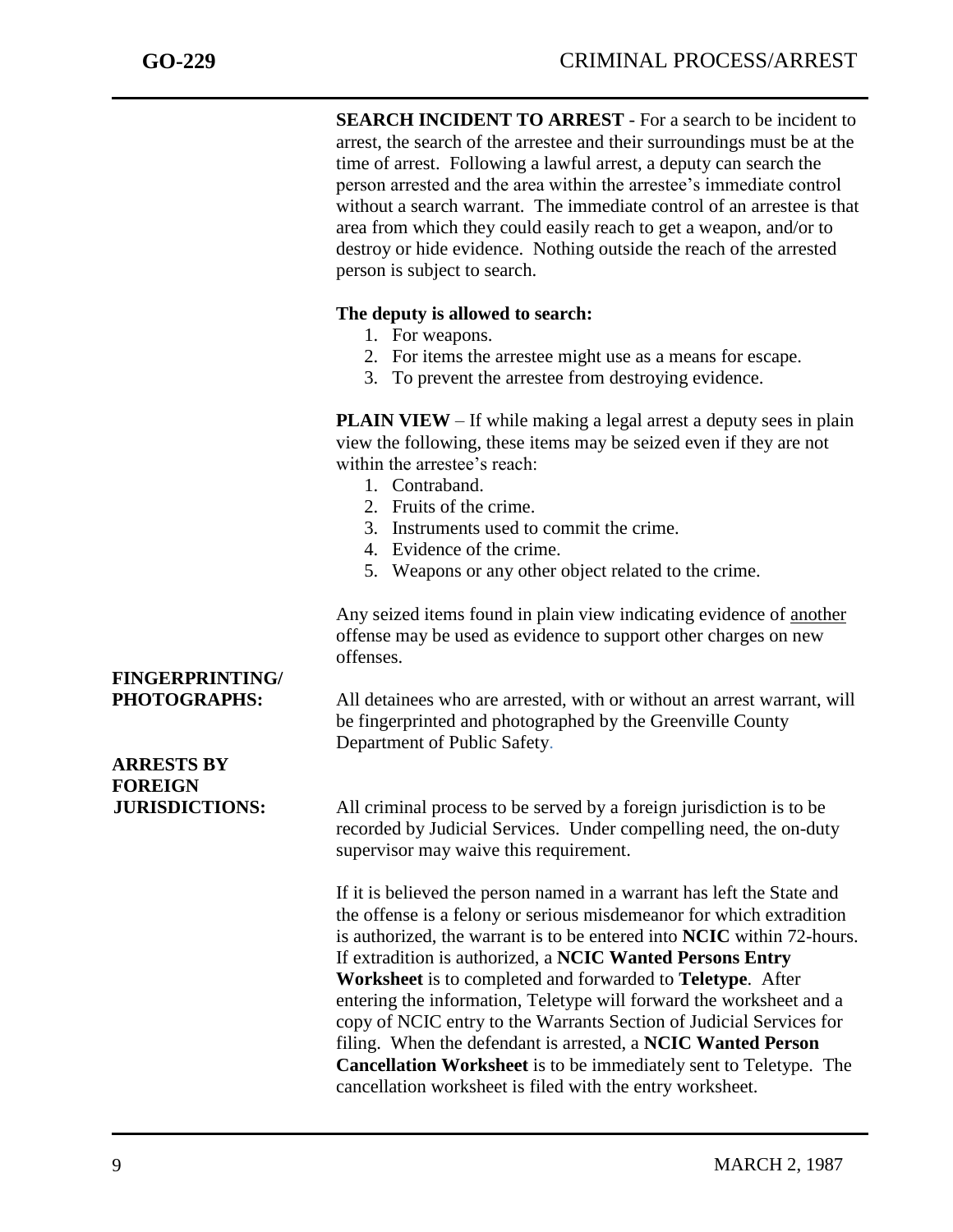**SEARCH INCIDENT TO ARREST** - For a search to be incident to arrest, the search of the arrestee and their surroundings must be at the time of arrest. Following a lawful arrest, a deputy can search the person arrested and the area within the arrestee's immediate control without a search warrant. The immediate control of an arrestee is that area from which they could easily reach to get a weapon, and/or to destroy or hide evidence. Nothing outside the reach of the arrested person is subject to search.

**The deputy is allowed to search:**

1. For weapons.
2. For items the arrestee might use as a means for escape.
3. To prevent the arrestee from destroying evidence.

**PLAIN VIEW** – If while making a legal arrest a deputy sees in plain view the following, these items may be seized even if they are not within the arrestee's reach:

1. Contraband.
2. Fruits of the crime.
3. Instruments used to commit the crime.
4. Evidence of the crime.
5. Weapons or any other object related to the crime.

Any seized items found in plain view indicating evidence of <u>another</u> offense may be used as evidence to support other charges on new offenses.

**FINGERPRINTING/ PHOTOGRAPHS:** All detainees who are arrested, with or without an arrest warrant, will be fingerprinted and photographed by the Greenville County Department of Public Safety.

**ARRESTS BY FOREIGN JURISDICTIONS:** All criminal process to be served by a foreign jurisdiction is to be recorded by Judicial Services. Under compelling need, the on-duty supervisor may waive this requirement.

If it is believed the person named in a warrant has left the State and the offense is a felony or serious misdemeanor for which extradition is authorized, the warrant is to be entered into **NCIC** within 72-hours. If extradition is authorized, a **NCIC Wanted Persons Entry Worksheet** is to completed and forwarded to **Teletype**. After entering the information, Teletype will forward the worksheet and a copy of NCIC entry to the Warrants Section of Judicial Services for filing. When the defendant is arrested, a **NCIC Wanted Person Cancellation Worksheet** is to be immediately sent to Teletype. The cancellation worksheet is filed with the entry worksheet.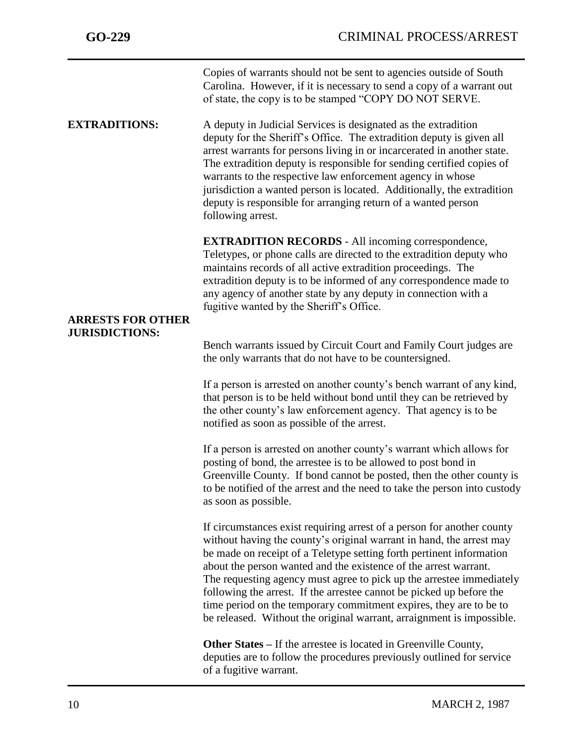Copies of warrants should not be sent to agencies outside of South Carolina. However, if it is necessary to send a copy of a warrant out of state, the copy is to be stamped "COPY DO NOT SERVE.

**EXTRADITIONS:**

A deputy in Judicial Services is designated as the extradition deputy for the Sheriff's Office. The extradition deputy is given all arrest warrants for persons living in or incarcerated in another state. The extradition deputy is responsible for sending certified copies of warrants to the respective law enforcement agency in whose jurisdiction a wanted person is located. Additionally, the extradition deputy is responsible for arranging return of a wanted person following arrest.

**EXTRADITION RECORDS** - All incoming correspondence, Teletypes, or phone calls are directed to the extradition deputy who maintains records of all active extradition proceedings. The extradition deputy is to be informed of any correspondence made to any agency of another state by any deputy in connection with a fugitive wanted by the Sheriff's Office.

**ARRESTS FOR OTHER JURISDICTIONS:**

Bench warrants issued by Circuit Court and Family Court judges are the only warrants that do not have to be countersigned.

If a person is arrested on another county's bench warrant of any kind, that person is to be held without bond until they can be retrieved by the other county's law enforcement agency. That agency is to be notified as soon as possible of the arrest.

If a person is arrested on another county's warrant which allows for posting of bond, the arrestee is to be allowed to post bond in Greenville County. If bond cannot be posted, then the other county is to be notified of the arrest and the need to take the person into custody as soon as possible.

If circumstances exist requiring arrest of a person for another county without having the county's original warrant in hand, the arrest may be made on receipt of a Teletype setting forth pertinent information about the person wanted and the existence of the arrest warrant. The requesting agency must agree to pick up the arrestee immediately following the arrest. If the arrestee cannot be picked up before the time period on the temporary commitment expires, they are to be to be released. Without the original warrant, arraignment is impossible.

**Other States –** If the arrestee is located in Greenville County, deputies are to follow the procedures previously outlined for service of a fugitive warrant.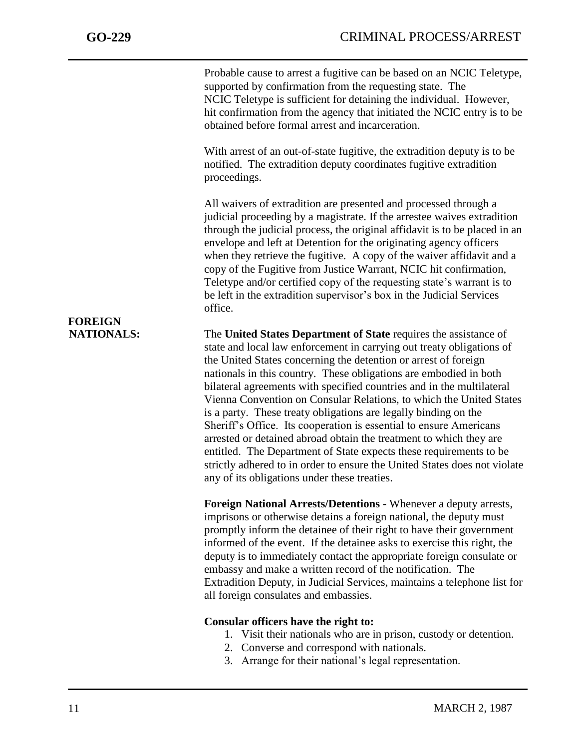Probable cause to arrest a fugitive can be based on an NCIC Teletype, supported by confirmation from the requesting state. The NCIC Teletype is sufficient for detaining the individual. However, hit confirmation from the agency that initiated the NCIC entry is to be obtained before formal arrest and incarceration.

With arrest of an out-of-state fugitive, the extradition deputy is to be notified. The extradition deputy coordinates fugitive extradition proceedings.

All waivers of extradition are presented and processed through a judicial proceeding by a magistrate. If the arrestee waives extradition through the judicial process, the original affidavit is to be placed in an envelope and left at Detention for the originating agency officers when they retrieve the fugitive. A copy of the waiver affidavit and a copy of the Fugitive from Justice Warrant, NCIC hit confirmation, Teletype and/or certified copy of the requesting state's warrant is to be left in the extradition supervisor's box in the Judicial Services office.

**FOREIGN NATIONALS:**

The **United States Department of State** requires the assistance of state and local law enforcement in carrying out treaty obligations of the United States concerning the detention or arrest of foreign nationals in this country. These obligations are embodied in both bilateral agreements with specified countries and in the multilateral Vienna Convention on Consular Relations, to which the United States is a party. These treaty obligations are legally binding on the Sheriff's Office. Its cooperation is essential to ensure Americans arrested or detained abroad obtain the treatment to which they are entitled. The Department of State expects these requirements to be strictly adhered to in order to ensure the United States does not violate any of its obligations under these treaties.

**Foreign National Arrests/Detentions** - Whenever a deputy arrests, imprisons or otherwise detains a foreign national, the deputy must promptly inform the detainee of their right to have their government informed of the event. If the detainee asks to exercise this right, the deputy is to immediately contact the appropriate foreign consulate or embassy and make a written record of the notification. The Extradition Deputy, in Judicial Services, maintains a telephone list for all foreign consulates and embassies.

**Consular officers have the right to:**

1. Visit their nationals who are in prison, custody or detention.
2. Converse and correspond with nationals.
3. Arrange for their national's legal representation.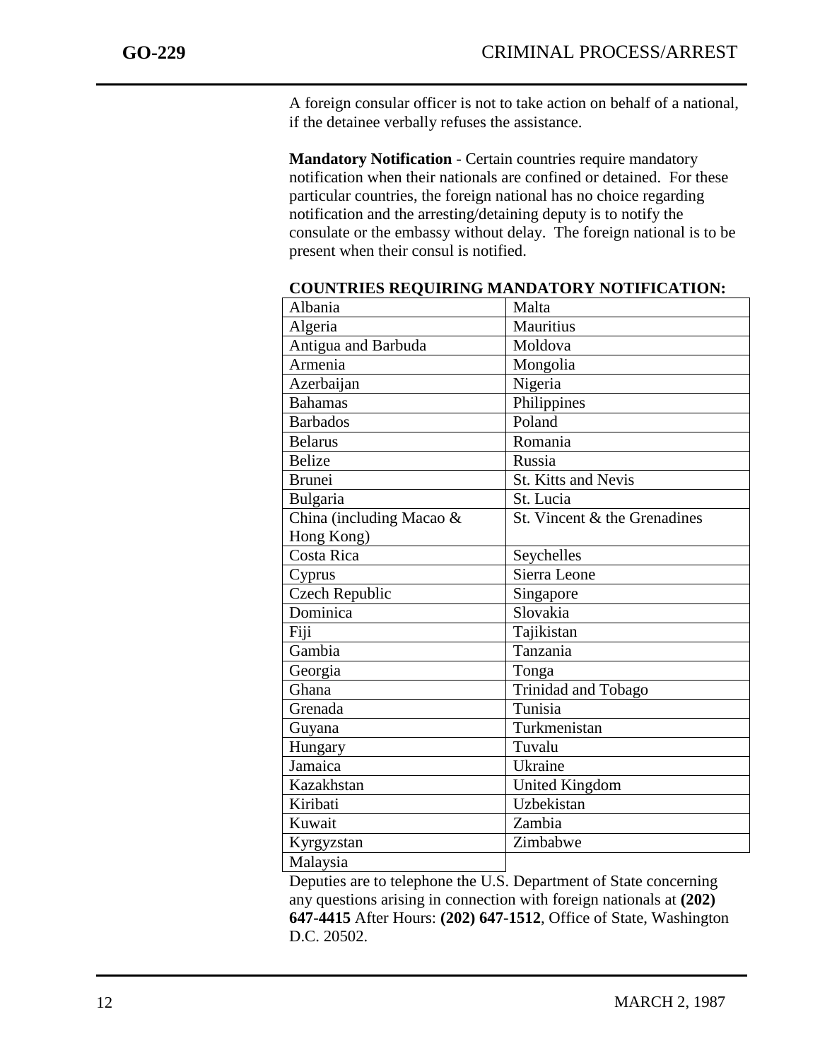A foreign consular officer is not to take action on behalf of a national, if the detainee verbally refuses the assistance.

**Mandatory Notification** - Certain countries require mandatory notification when their nationals are confined or detained. For these particular countries, the foreign national has no choice regarding notification and the arresting/detaining deputy is to notify the consulate or the embassy without delay. The foreign national is to be present when their consul is notified.

**COUNTRIES REQUIRING MANDATORY NOTIFICATION:**

| | |
|---|---|
| Albania | Malta |
| Algeria | Mauritius |
| Antigua and Barbuda | Moldova |
| Armenia | Mongolia |
| Azerbaijan | Nigeria |
| Bahamas | Philippines |
| Barbados | Poland |
| Belarus | Romania |
| Belize | Russia |
| Brunei | St. Kitts and Nevis |
| Bulgaria | St. Lucia |
| China (including Macao & Hong Kong) | St. Vincent & the Grenadines |
| Costa Rica | Seychelles |
| Cyprus | Sierra Leone |
| Czech Republic | Singapore |
| Dominica | Slovakia |
| Fiji | Tajikistan |
| Gambia | Tanzania |
| Georgia | Tonga |
| Ghana | Trinidad and Tobago |
| Grenada | Tunisia |
| Guyana | Turkmenistan |
| Hungary | Tuvalu |
| Jamaica | Ukraine |
| Kazakhstan | United Kingdom |
| Kiribati | Uzbekistan |
| Kuwait | Zambia |
| Kyrgyzstan | Zimbabwe |
| Malaysia | |

Deputies are to telephone the U.S. Department of State concerning any questions arising in connection with foreign nationals at **(202) 647-4415** After Hours: **(202) 647-1512**, Office of State, Washington D.C. 20502.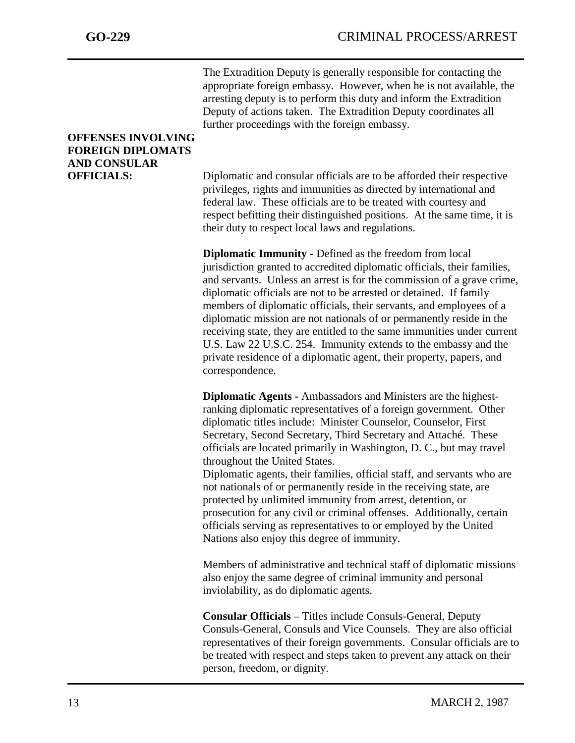The Extradition Deputy is generally responsible for contacting the appropriate foreign embassy. However, when he is not available, the arresting deputy is to perform this duty and inform the Extradition Deputy of actions taken. The Extradition Deputy coordinates all further proceedings with the foreign embassy.

**OFFENSES INVOLVING FOREIGN DIPLOMATS AND CONSULAR OFFICIALS:**

Diplomatic and consular officials are to be afforded their respective privileges, rights and immunities as directed by international and federal law. These officials are to be treated with courtesy and respect befitting their distinguished positions. At the same time, it is their duty to respect local laws and regulations.

**Diplomatic Immunity -** Defined as the freedom from local jurisdiction granted to accredited diplomatic officials, their families, and servants. Unless an arrest is for the commission of a grave crime, diplomatic officials are not to be arrested or detained. If family members of diplomatic officials, their servants, and employees of a diplomatic mission are not nationals of or permanently reside in the receiving state, they are entitled to the same immunities under current U.S. Law 22 U.S.C. 254. Immunity extends to the embassy and the private residence of a diplomatic agent, their property, papers, and correspondence.

**Diplomatic Agents -** Ambassadors and Ministers are the highest-ranking diplomatic representatives of a foreign government. Other diplomatic titles include: Minister Counselor, Counselor, First Secretary, Second Secretary, Third Secretary and Attaché. These officials are located primarily in Washington, D. C., but may travel throughout the United States.
Diplomatic agents, their families, official staff, and servants who are not nationals of or permanently reside in the receiving state, are protected by unlimited immunity from arrest, detention, or prosecution for any civil or criminal offenses. Additionally, certain officials serving as representatives to or employed by the United Nations also enjoy this degree of immunity.

Members of administrative and technical staff of diplomatic missions also enjoy the same degree of criminal immunity and personal inviolability, as do diplomatic agents.

**Consular Officials –** Titles include Consuls-General, Deputy Consuls-General, Consuls and Vice Counsels. They are also official representatives of their foreign governments. Consular officials are to be treated with respect and steps taken to prevent any attack on their person, freedom, or dignity.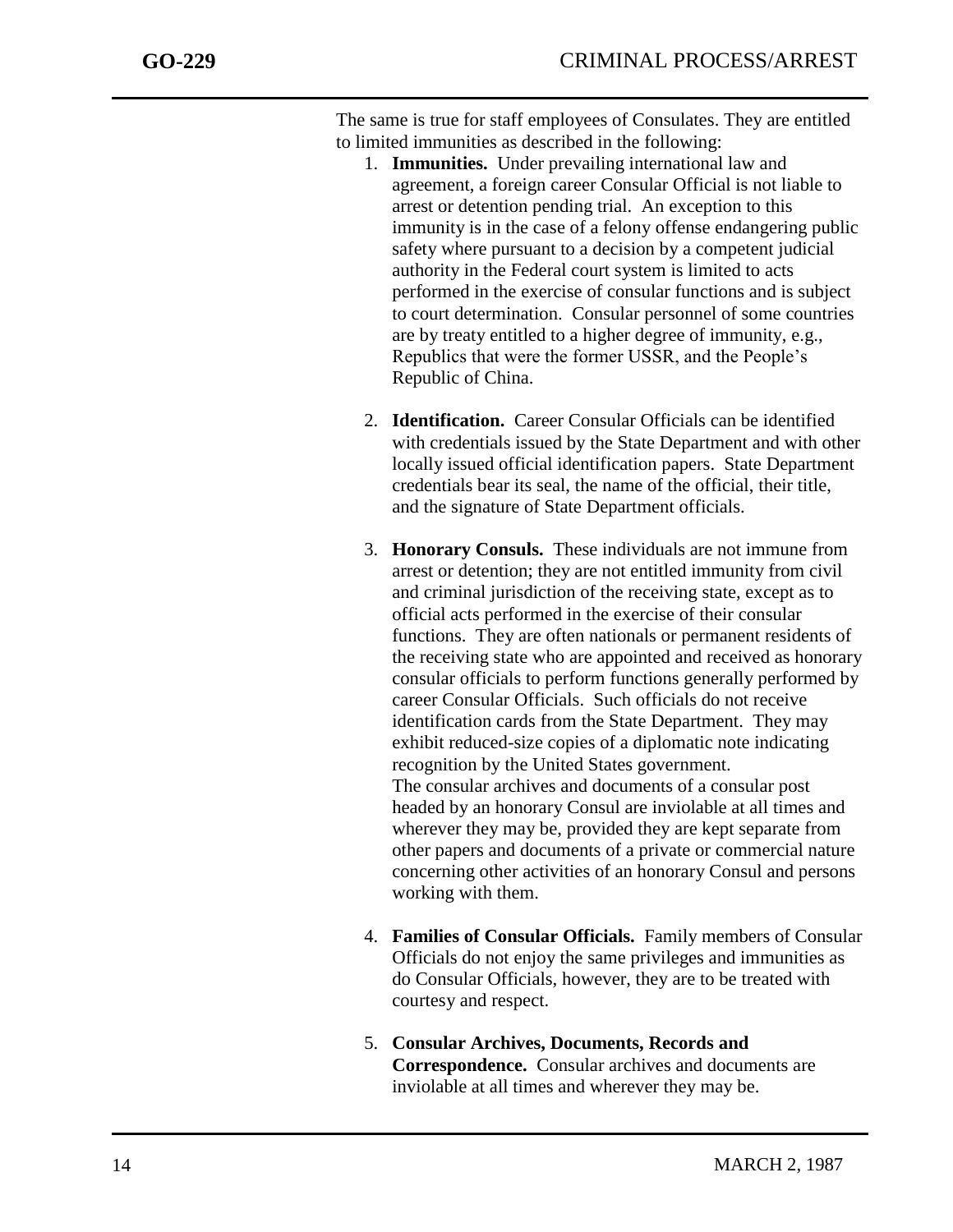The same is true for staff employees of Consulates. They are entitled to limited immunities as described in the following:

1. **Immunities.** Under prevailing international law and agreement, a foreign career Consular Official is not liable to arrest or detention pending trial. An exception to this immunity is in the case of a felony offense endangering public safety where pursuant to a decision by a competent judicial authority in the Federal court system is limited to acts performed in the exercise of consular functions and is subject to court determination. Consular personnel of some countries are by treaty entitled to a higher degree of immunity, e.g., Republics that were the former USSR, and the People's Republic of China.

2. **Identification.** Career Consular Officials can be identified with credentials issued by the State Department and with other locally issued official identification papers. State Department credentials bear its seal, the name of the official, their title, and the signature of State Department officials.

3. **Honorary Consuls.** These individuals are not immune from arrest or detention; they are not entitled immunity from civil and criminal jurisdiction of the receiving state, except as to official acts performed in the exercise of their consular functions. They are often nationals or permanent residents of the receiving state who are appointed and received as honorary consular officials to perform functions generally performed by career Consular Officials. Such officials do not receive identification cards from the State Department. They may exhibit reduced-size copies of a diplomatic note indicating recognition by the United States government.
   The consular archives and documents of a consular post headed by an honorary Consul are inviolable at all times and wherever they may be, provided they are kept separate from other papers and documents of a private or commercial nature concerning other activities of an honorary Consul and persons working with them.

4. **Families of Consular Officials.** Family members of Consular Officials do not enjoy the same privileges and immunities as do Consular Officials, however, they are to be treated with courtesy and respect.

5. **Consular Archives, Documents, Records and Correspondence.** Consular archives and documents are inviolable at all times and wherever they may be.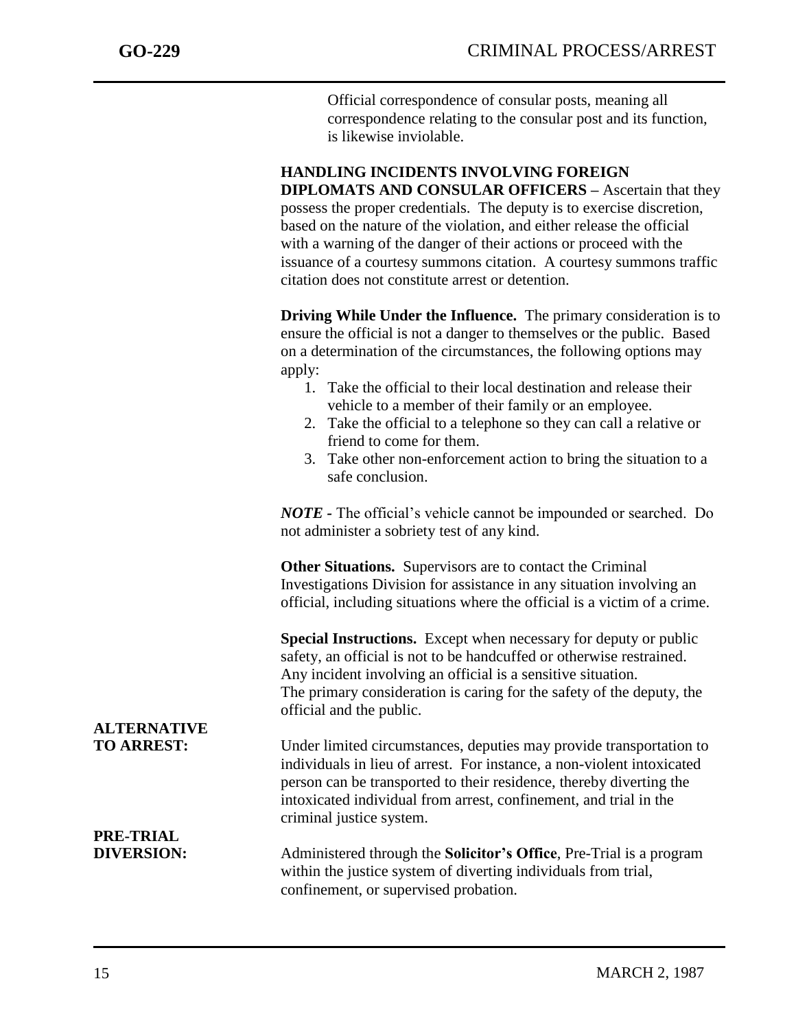Official correspondence of consular posts, meaning all correspondence relating to the consular post and its function, is likewise inviolable.

**HANDLING INCIDENTS INVOLVING FOREIGN DIPLOMATS AND CONSULAR OFFICERS –** Ascertain that they possess the proper credentials. The deputy is to exercise discretion, based on the nature of the violation, and either release the official with a warning of the danger of their actions or proceed with the issuance of a courtesy summons citation. A courtesy summons traffic citation does not constitute arrest or detention.

**Driving While Under the Influence.** The primary consideration is to ensure the official is not a danger to themselves or the public. Based on a determination of the circumstances, the following options may apply:

1. Take the official to their local destination and release their vehicle to a member of their family or an employee.
2. Take the official to a telephone so they can call a relative or friend to come for them.
3. Take other non-enforcement action to bring the situation to a safe conclusion.

***NOTE*** **-** The official's vehicle cannot be impounded or searched. Do not administer a sobriety test of any kind.

**Other Situations.** Supervisors are to contact the Criminal Investigations Division for assistance in any situation involving an official, including situations where the official is a victim of a crime.

**Special Instructions.** Except when necessary for deputy or public safety, an official is not to be handcuffed or otherwise restrained. Any incident involving an official is a sensitive situation. The primary consideration is caring for the safety of the deputy, the official and the public.

**ALTERNATIVE TO ARREST:**

Under limited circumstances, deputies may provide transportation to individuals in lieu of arrest. For instance, a non-violent intoxicated person can be transported to their residence, thereby diverting the intoxicated individual from arrest, confinement, and trial in the criminal justice system.

**PRE-TRIAL DIVERSION:**

Administered through the **Solicitor's Office**, Pre-Trial is a program within the justice system of diverting individuals from trial, confinement, or supervised probation.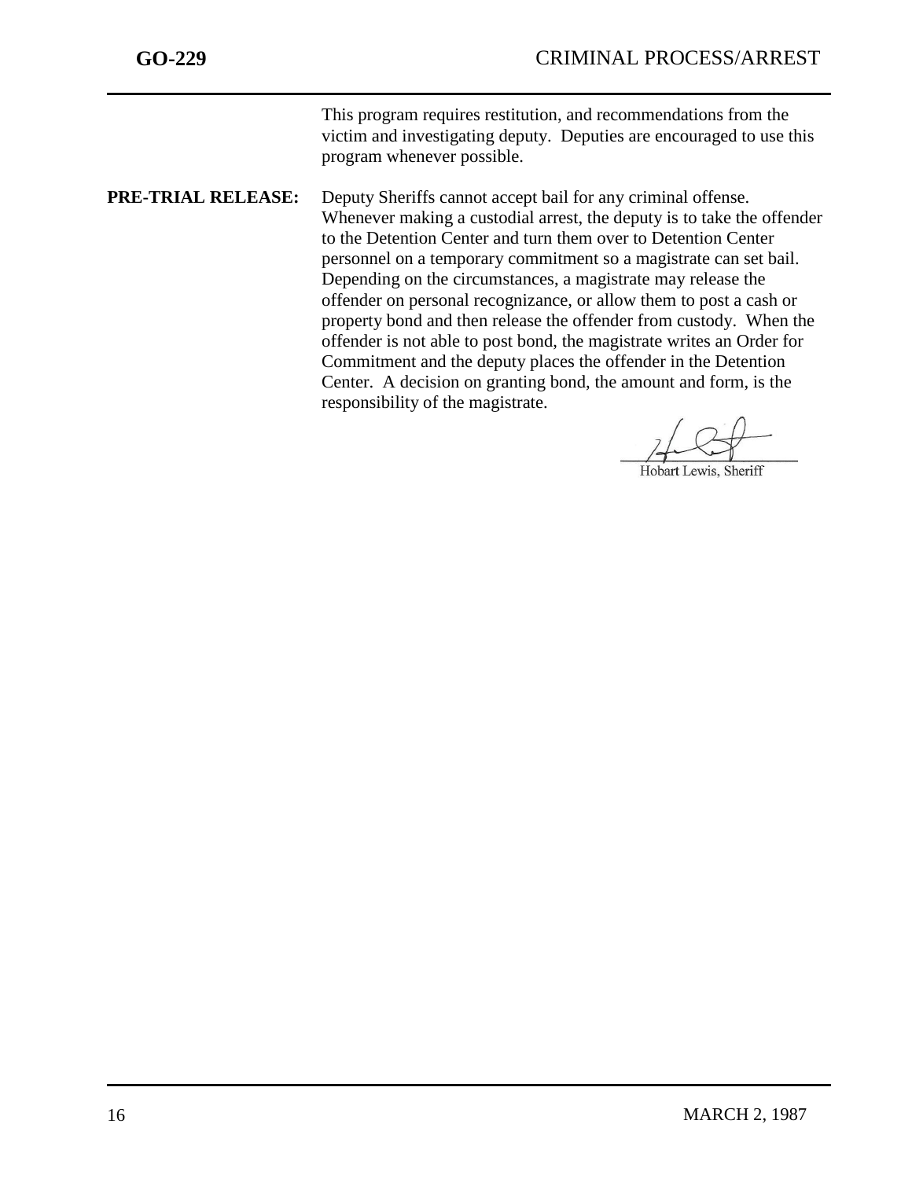This program requires restitution, and recommendations from the victim and investigating deputy. Deputies are encouraged to use this program whenever possible.

**PRE-TRIAL RELEASE:** Deputy Sheriffs cannot accept bail for any criminal offense. Whenever making a custodial arrest, the deputy is to take the offender to the Detention Center and turn them over to Detention Center personnel on a temporary commitment so a magistrate can set bail. Depending on the circumstances, a magistrate may release the offender on personal recognizance, or allow them to post a cash or property bond and then release the offender from custody. When the offender is not able to post bond, the magistrate writes an Order for Commitment and the deputy places the offender in the Detention Center. A decision on granting bond, the amount and form, is the responsibility of the magistrate.

Hobart Lewis, Sheriff